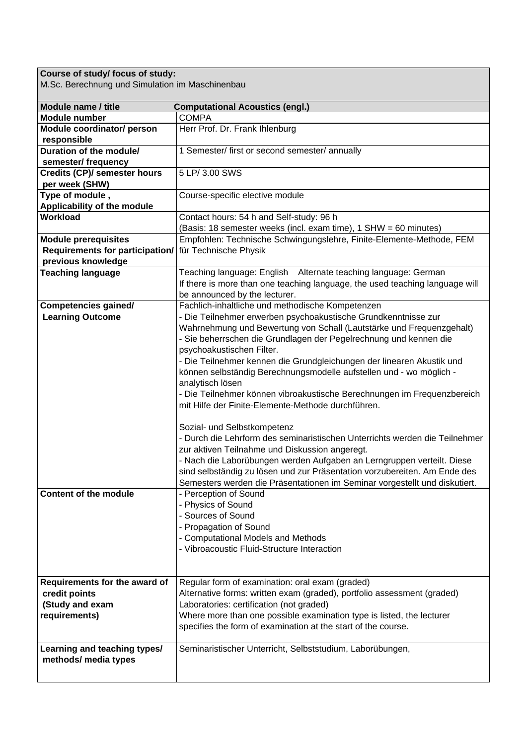| **Course of study/ focus of study:** M.Sc. Berechnung und Simulation im Maschinenbau | |
|---|---|
| **Module name / title** | **Computational Acoustics (engl.)** |
| **Module number** | COMPA |
| **Module coordinator/ person responsible** | Herr Prof. Dr. Frank Ihlenburg |
| **Duration of the module/ semester/ frequency** | 1 Semester/ first or second semester/ annually |
| **Credits (CP)/ semester hours per week (SHW)** | 5 LP/ 3.00 SWS |
| **Type of module , Applicability of the module** | Course-specific elective module |
| **Workload** | Contact hours: 54 h and Self-study: 96 h<br>(Basis: 18 semester weeks (incl. exam time), 1 SHW = 60 minutes) |
| **Module prerequisites Requirements for participation/ previous knowledge** | Empfohlen: Technische Schwingungslehre, Finite-Elemente-Methode, FEM für Technische Physik |
| **Teaching language** | Teaching language: English Alternate teaching language: German<br>If there is more than one teaching language, the used teaching language will be announced by the lecturer. |
| **Competencies gained/ Learning Outcome** | Fachlich-inhaltliche und methodische Kompetenzen<br>- Die Teilnehmer erwerben psychoakustische Grundkenntnisse zur Wahrnehmung und Bewertung von Schall (Lautstärke und Frequenzgehalt)<br>- Sie beherrschen die Grundlagen der Pegelrechnung und kennen die psychoakustischen Filter.<br>- Die Teilnehmer kennen die Grundgleichungen der linearen Akustik und können selbständig Berechnungsmodelle aufstellen und - wo möglich - analytisch lösen<br>- Die Teilnehmer können vibroakustische Berechnungen im Frequenzbereich mit Hilfe der Finite-Elemente-Methode durchführen.<br><br>Sozial- und Selbstkompetenz<br>- Durch die Lehrform des seminaristischen Unterrichts werden die Teilnehmer zur aktiven Teilnahme und Diskussion angeregt.<br>- Nach die Laborübungen werden Aufgaben an Lerngruppen verteilt. Diese sind selbständig zu lösen und zur Präsentation vorzubereiten. Am Ende des Semesters werden die Präsentationen im Seminar vorgestellt und diskutiert. |
| **Content of the module** | - Perception of Sound<br>- Physics of Sound<br>- Sources of Sound<br>- Propagation of Sound<br>- Computational Models and Methods<br>- Vibroacoustic Fluid-Structure Interaction |
| **Requirements for the award of credit points (Study and exam requirements)** | Regular form of examination: oral exam (graded)<br>Alternative forms: written exam (graded), portfolio assessment (graded)<br>Laboratories: certification (not graded)<br>Where more than one possible examination type is listed, the lecturer specifies the form of examination at the start of the course. |
| **Learning and teaching types/ methods/ media types** | Seminaristischer Unterricht, Selbststudium, Laborübungen, |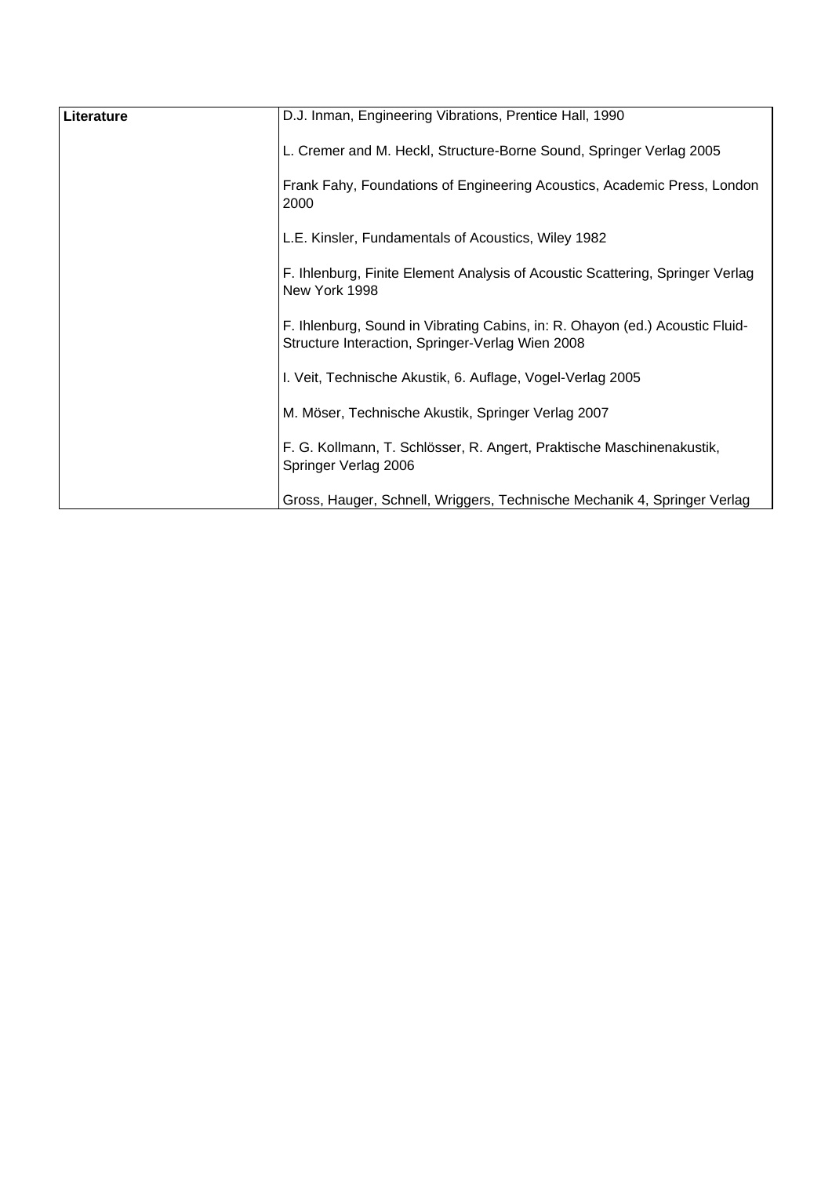| | |
|---|---|
| **Literature** | D.J. Inman, Engineering Vibrations, Prentice Hall, 1990<br><br>L. Cremer and M. Heckl, Structure-Borne Sound, Springer Verlag 2005<br><br>Frank Fahy, Foundations of Engineering Acoustics, Academic Press, London 2000<br><br>L.E. Kinsler, Fundamentals of Acoustics, Wiley 1982<br><br>F. Ihlenburg, Finite Element Analysis of Acoustic Scattering, Springer Verlag New York 1998<br><br>F. Ihlenburg, Sound in Vibrating Cabins, in: R. Ohayon (ed.) Acoustic Fluid-Structure Interaction, Springer-Verlag Wien 2008<br><br>I. Veit, Technische Akustik, 6. Auflage, Vogel-Verlag 2005<br><br>M. Möser, Technische Akustik, Springer Verlag 2007<br><br>F. G. Kollmann, T. Schlösser, R. Angert, Praktische Maschinenakustik, Springer Verlag 2006<br><br>Gross, Hauger, Schnell, Wriggers, Technische Mechanik 4, Springer Verlag |